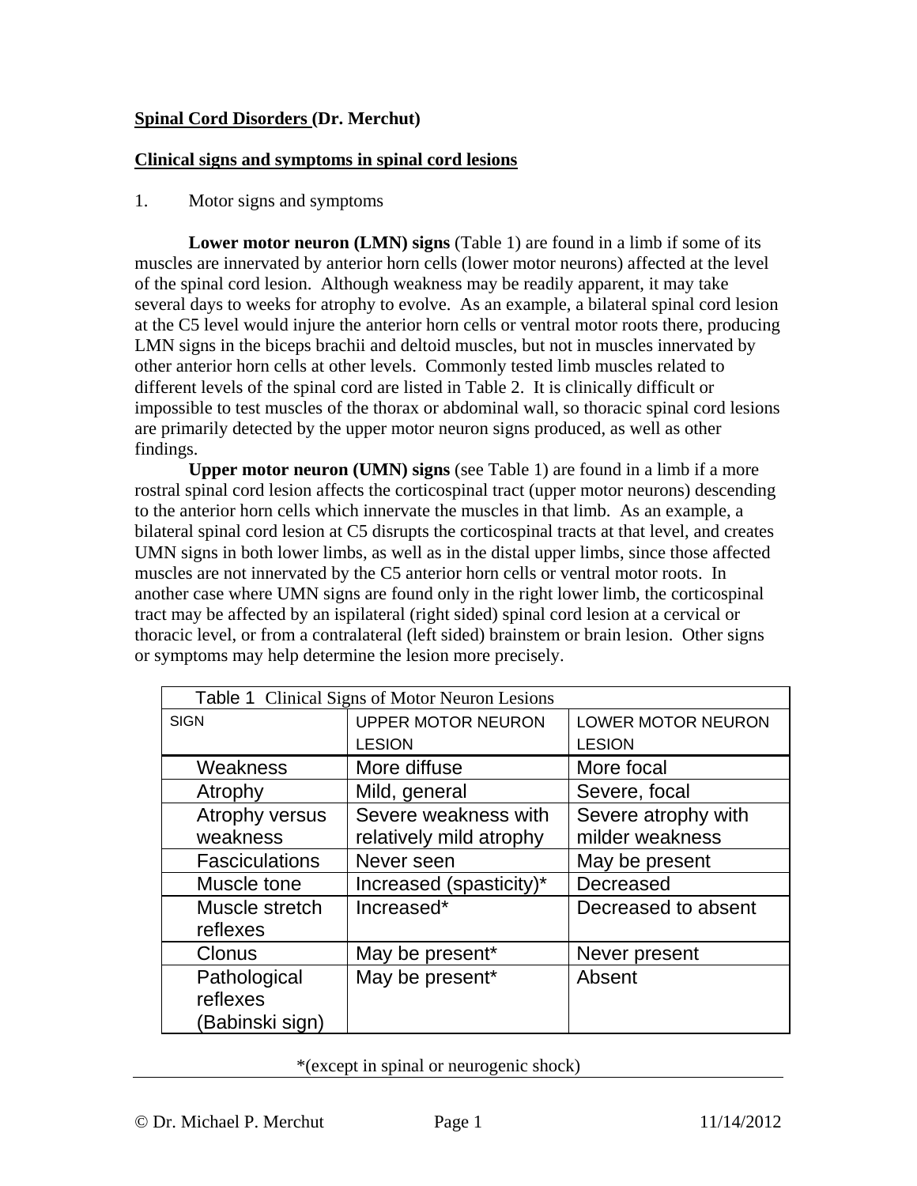# Spinal Cord Disorders (Dr. Merchut)

## Clinical signs and symptoms in spinal cord lesions

1. Motor signs and symptoms

**Lower motor neuron (LMN) signs** (Table 1) are found in a limb if some of its muscles are innervated by anterior horn cells (lower motor neurons) affected at the level of the spinal cord lesion. Although weakness may be readily apparent, it may take several days to weeks for atrophy to evolve. As an example, a bilateral spinal cord lesion at the C5 level would injure the anterior horn cells or ventral motor roots there, producing LMN signs in the biceps brachii and deltoid muscles, but not in muscles innervated by other anterior horn cells at other levels. Commonly tested limb muscles related to different levels of the spinal cord are listed in Table 2. It is clinically difficult or impossible to test muscles of the thorax or abdominal wall, so thoracic spinal cord lesions are primarily detected by the upper motor neuron signs produced, as well as other findings.

**Upper motor neuron (UMN) signs** (see Table 1) are found in a limb if a more rostral spinal cord lesion affects the corticospinal tract (upper motor neurons) descending to the anterior horn cells which innervate the muscles in that limb. As an example, a bilateral spinal cord lesion at C5 disrupts the corticospinal tracts at that level, and creates UMN signs in both lower limbs, as well as in the distal upper limbs, since those affected muscles are not innervated by the C5 anterior horn cells or ventral motor roots. In another case where UMN signs are found only in the right lower limb, the corticospinal tract may be affected by an ispilateral (right sided) spinal cord lesion at a cervical or thoracic level, or from a contralateral (left sided) brainstem or brain lesion. Other signs or symptoms may help determine the lesion more precisely.

Table 1 Clinical Signs of Motor Neuron Lesions

| SIGN | UPPER MOTOR NEURON LESION | LOWER MOTOR NEURON LESION |
|---|---|---|
| Weakness | More diffuse | More focal |
| Atrophy | Mild, general | Severe, focal |
| Atrophy versus weakness | Severe weakness with relatively mild atrophy | Severe atrophy with milder weakness |
| Fasciculations | Never seen | May be present |
| Muscle tone | Increased (spasticity)* | Decreased |
| Muscle stretch reflexes | Increased* | Decreased to absent |
| Clonus | May be present* | Never present |
| Pathological reflexes (Babinski sign) | May be present* | Absent |

*(except in spinal or neurogenic shock)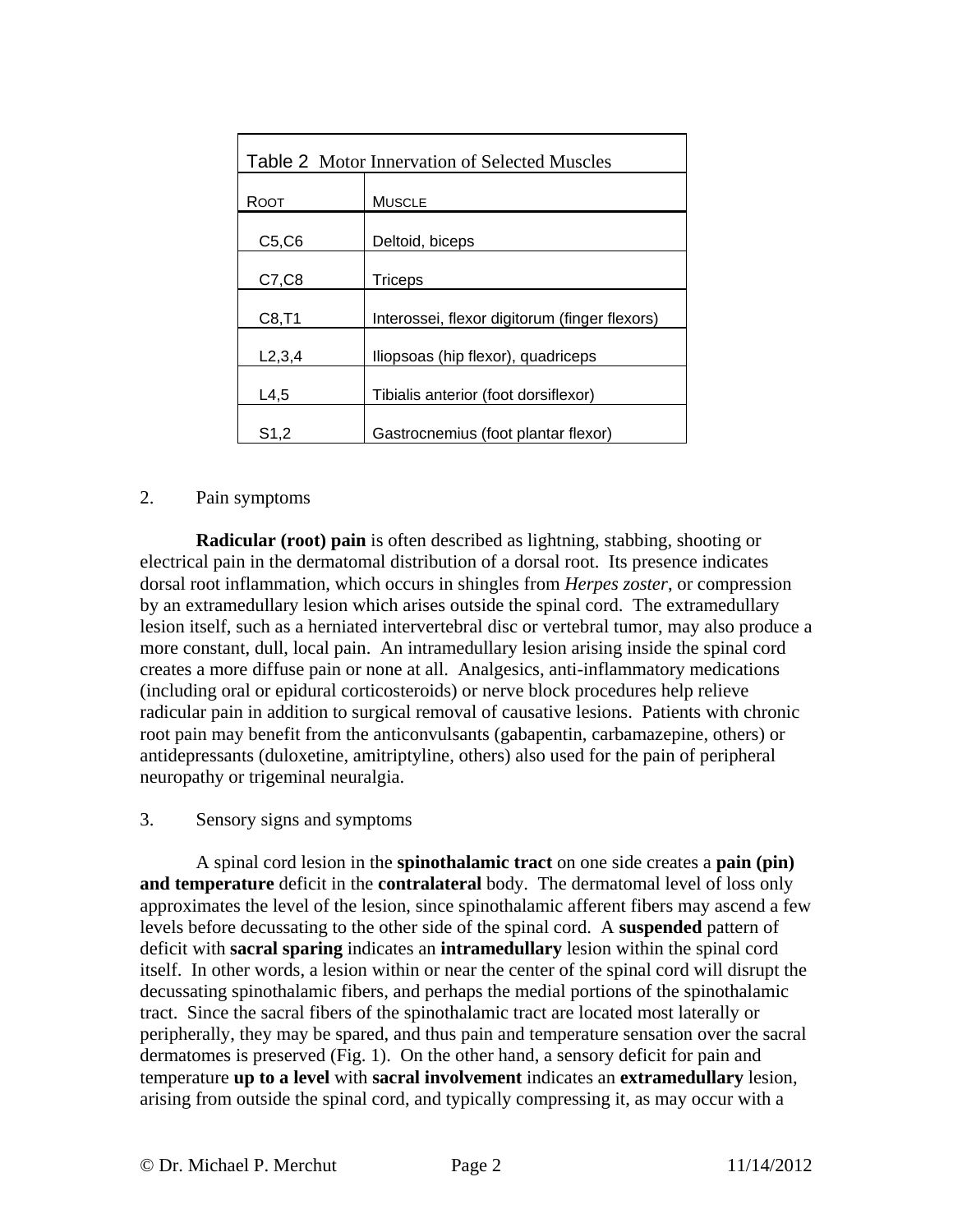| Table 2 Motor Innervation of Selected Muscles | |
|---|---|
| ROOT | MUSCLE |
| C5,C6 | Deltoid, biceps |
| C7,C8 | Triceps |
| C8,T1 | Interossei, flexor digitorum (finger flexors) |
| L2,3,4 | Iliopsoas (hip flexor), quadriceps |
| L4,5 | Tibialis anterior (foot dorsiflexor) |
| S1,2 | Gastrocnemius (foot plantar flexor) |

2. Pain symptoms

**Radicular (root) pain** is often described as lightning, stabbing, shooting or electrical pain in the dermatomal distribution of a dorsal root. Its presence indicates dorsal root inflammation, which occurs in shingles from *Herpes zoster*, or compression by an extramedullary lesion which arises outside the spinal cord. The extramedullary lesion itself, such as a herniated intervertebral disc or vertebral tumor, may also produce a more constant, dull, local pain. An intramedullary lesion arising inside the spinal cord creates a more diffuse pain or none at all. Analgesics, anti-inflammatory medications (including oral or epidural corticosteroids) or nerve block procedures help relieve radicular pain in addition to surgical removal of causative lesions. Patients with chronic root pain may benefit from the anticonvulsants (gabapentin, carbamazepine, others) or antidepressants (duloxetine, amitriptyline, others) also used for the pain of peripheral neuropathy or trigeminal neuralgia.

3. Sensory signs and symptoms

A spinal cord lesion in the **spinothalamic tract** on one side creates a **pain (pin) and temperature** deficit in the **contralateral** body. The dermatomal level of loss only approximates the level of the lesion, since spinothalamic afferent fibers may ascend a few levels before decussating to the other side of the spinal cord. A **suspended** pattern of deficit with **sacral sparing** indicates an **intramedullary** lesion within the spinal cord itself. In other words, a lesion within or near the center of the spinal cord will disrupt the decussating spinothalamic fibers, and perhaps the medial portions of the spinothalamic tract. Since the sacral fibers of the spinothalamic tract are located most laterally or peripherally, they may be spared, and thus pain and temperature sensation over the sacral dermatomes is preserved (Fig. 1). On the other hand, a sensory deficit for pain and temperature **up to a level** with **sacral involvement** indicates an **extramedullary** lesion, arising from outside the spinal cord, and typically compressing it, as may occur with a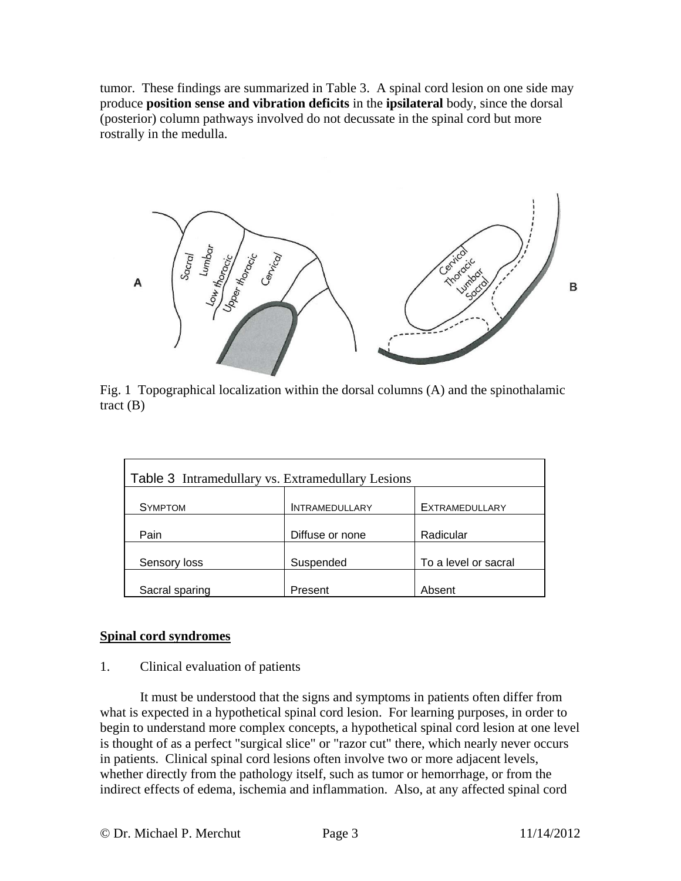tumor. These findings are summarized in Table 3. A spinal cord lesion on one side may produce **position sense and vibration deficits** in the **ipsilateral** body, since the dorsal (posterior) column pathways involved do not decussate in the spinal cord but more rostrally in the medulla.

Fig. 1 Topographical localization within the dorsal columns (A) and the spinothalamic tract (B)

| Table 3 Intramedullary vs. Extramedullary Lesions | | |
|---|---|---|
| SYMPTOM | INTRAMEDULLARY | EXTRAMEDULLARY |
| Pain | Diffuse or none | Radicular |
| Sensory loss | Suspended | To a level or sacral |
| Sacral sparing | Present | Absent |

**Spinal cord syndromes**

1. Clinical evaluation of patients

It must be understood that the signs and symptoms in patients often differ from what is expected in a hypothetical spinal cord lesion. For learning purposes, in order to begin to understand more complex concepts, a hypothetical spinal cord lesion at one level is thought of as a perfect "surgical slice" or "razor cut" there, which nearly never occurs in patients. Clinical spinal cord lesions often involve two or more adjacent levels, whether directly from the pathology itself, such as tumor or hemorrhage, or from the indirect effects of edema, ischemia and inflammation. Also, at any affected spinal cord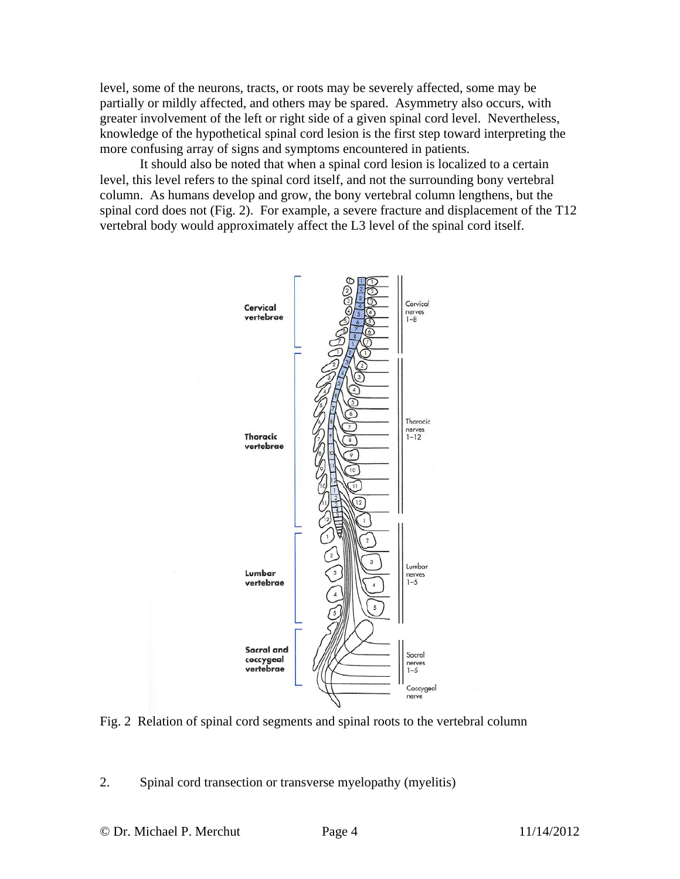level, some of the neurons, tracts, or roots may be severely affected, some may be partially or mildly affected, and others may be spared. Asymmetry also occurs, with greater involvement of the left or right side of a given spinal cord level. Nevertheless, knowledge of the hypothetical spinal cord lesion is the first step toward interpreting the more confusing array of signs and symptoms encountered in patients.

It should also be noted that when a spinal cord lesion is localized to a certain level, this level refers to the spinal cord itself, and not the surrounding bony vertebral column. As humans develop and grow, the bony vertebral column lengthens, but the spinal cord does not (Fig. 2). For example, a severe fracture and displacement of the T12 vertebral body would approximately affect the L3 level of the spinal cord itself.

Fig. 2 Relation of spinal cord segments and spinal roots to the vertebral column

2. Spinal cord transection or transverse myelopathy (myelitis)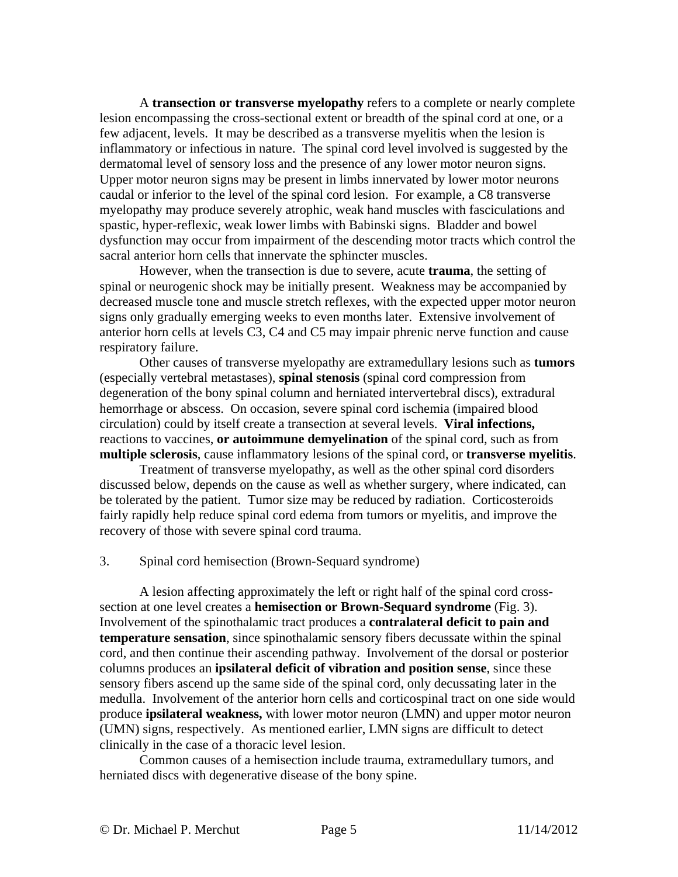A **transection or transverse myelopathy** refers to a complete or nearly complete lesion encompassing the cross-sectional extent or breadth of the spinal cord at one, or a few adjacent, levels. It may be described as a transverse myelitis when the lesion is inflammatory or infectious in nature. The spinal cord level involved is suggested by the dermatomal level of sensory loss and the presence of any lower motor neuron signs. Upper motor neuron signs may be present in limbs innervated by lower motor neurons caudal or inferior to the level of the spinal cord lesion. For example, a C8 transverse myelopathy may produce severely atrophic, weak hand muscles with fasciculations and spastic, hyper-reflexic, weak lower limbs with Babinski signs. Bladder and bowel dysfunction may occur from impairment of the descending motor tracts which control the sacral anterior horn cells that innervate the sphincter muscles.

However, when the transection is due to severe, acute **trauma**, the setting of spinal or neurogenic shock may be initially present. Weakness may be accompanied by decreased muscle tone and muscle stretch reflexes, with the expected upper motor neuron signs only gradually emerging weeks to even months later. Extensive involvement of anterior horn cells at levels C3, C4 and C5 may impair phrenic nerve function and cause respiratory failure.

Other causes of transverse myelopathy are extramedullary lesions such as **tumors** (especially vertebral metastases), **spinal stenosis** (spinal cord compression from degeneration of the bony spinal column and herniated intervertebral discs), extradural hemorrhage or abscess. On occasion, severe spinal cord ischemia (impaired blood circulation) could by itself create a transection at several levels. **Viral infections,** reactions to vaccines, **or autoimmune demyelination** of the spinal cord, such as from **multiple sclerosis**, cause inflammatory lesions of the spinal cord, or **transverse myelitis**.

Treatment of transverse myelopathy, as well as the other spinal cord disorders discussed below, depends on the cause as well as whether surgery, where indicated, can be tolerated by the patient. Tumor size may be reduced by radiation. Corticosteroids fairly rapidly help reduce spinal cord edema from tumors or myelitis, and improve the recovery of those with severe spinal cord trauma.

## 3. Spinal cord hemisection (Brown-Sequard syndrome)

A lesion affecting approximately the left or right half of the spinal cord cross-section at one level creates a **hemisection or Brown-Sequard syndrome** (Fig. 3). Involvement of the spinothalamic tract produces a **contralateral deficit to pain and temperature sensation**, since spinothalamic sensory fibers decussate within the spinal cord, and then continue their ascending pathway. Involvement of the dorsal or posterior columns produces an **ipsilateral deficit of vibration and position sense**, since these sensory fibers ascend up the same side of the spinal cord, only decussating later in the medulla. Involvement of the anterior horn cells and corticospinal tract on one side would produce **ipsilateral weakness,** with lower motor neuron (LMN) and upper motor neuron (UMN) signs, respectively. As mentioned earlier, LMN signs are difficult to detect clinically in the case of a thoracic level lesion.

Common causes of a hemisection include trauma, extramedullary tumors, and herniated discs with degenerative disease of the bony spine.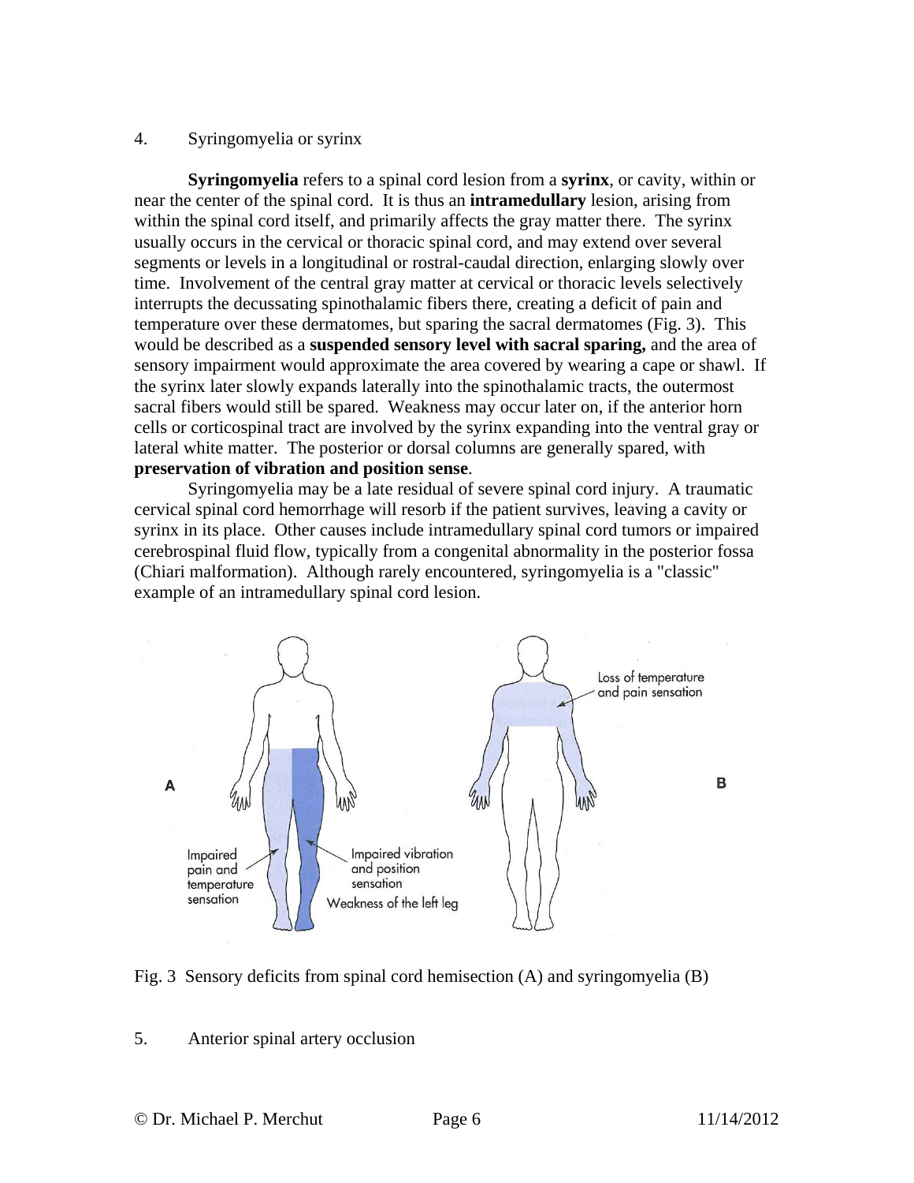4. Syringomyelia or syrinx

**Syringomyelia** refers to a spinal cord lesion from a **syrinx**, or cavity, within or near the center of the spinal cord. It is thus an **intramedullary** lesion, arising from within the spinal cord itself, and primarily affects the gray matter there. The syrinx usually occurs in the cervical or thoracic spinal cord, and may extend over several segments or levels in a longitudinal or rostral-caudal direction, enlarging slowly over time. Involvement of the central gray matter at cervical or thoracic levels selectively interrupts the decussating spinothalamic fibers there, creating a deficit of pain and temperature over these dermatomes, but sparing the sacral dermatomes (Fig. 3). This would be described as a **suspended sensory level with sacral sparing,** and the area of sensory impairment would approximate the area covered by wearing a cape or shawl. If the syrinx later slowly expands laterally into the spinothalamic tracts, the outermost sacral fibers would still be spared. Weakness may occur later on, if the anterior horn cells or corticospinal tract are involved by the syrinx expanding into the ventral gray or lateral white matter. The posterior or dorsal columns are generally spared, with **preservation of vibration and position sense**.

Syringomyelia may be a late residual of severe spinal cord injury. A traumatic cervical spinal cord hemorrhage will resorb if the patient survives, leaving a cavity or syrinx in its place. Other causes include intramedullary spinal cord tumors or impaired cerebrospinal fluid flow, typically from a congenital abnormality in the posterior fossa (Chiari malformation). Although rarely encountered, syringomyelia is a "classic" example of an intramedullary spinal cord lesion.

Fig. 3 Sensory deficits from spinal cord hemisection (A) and syringomyelia (B)

5. Anterior spinal artery occlusion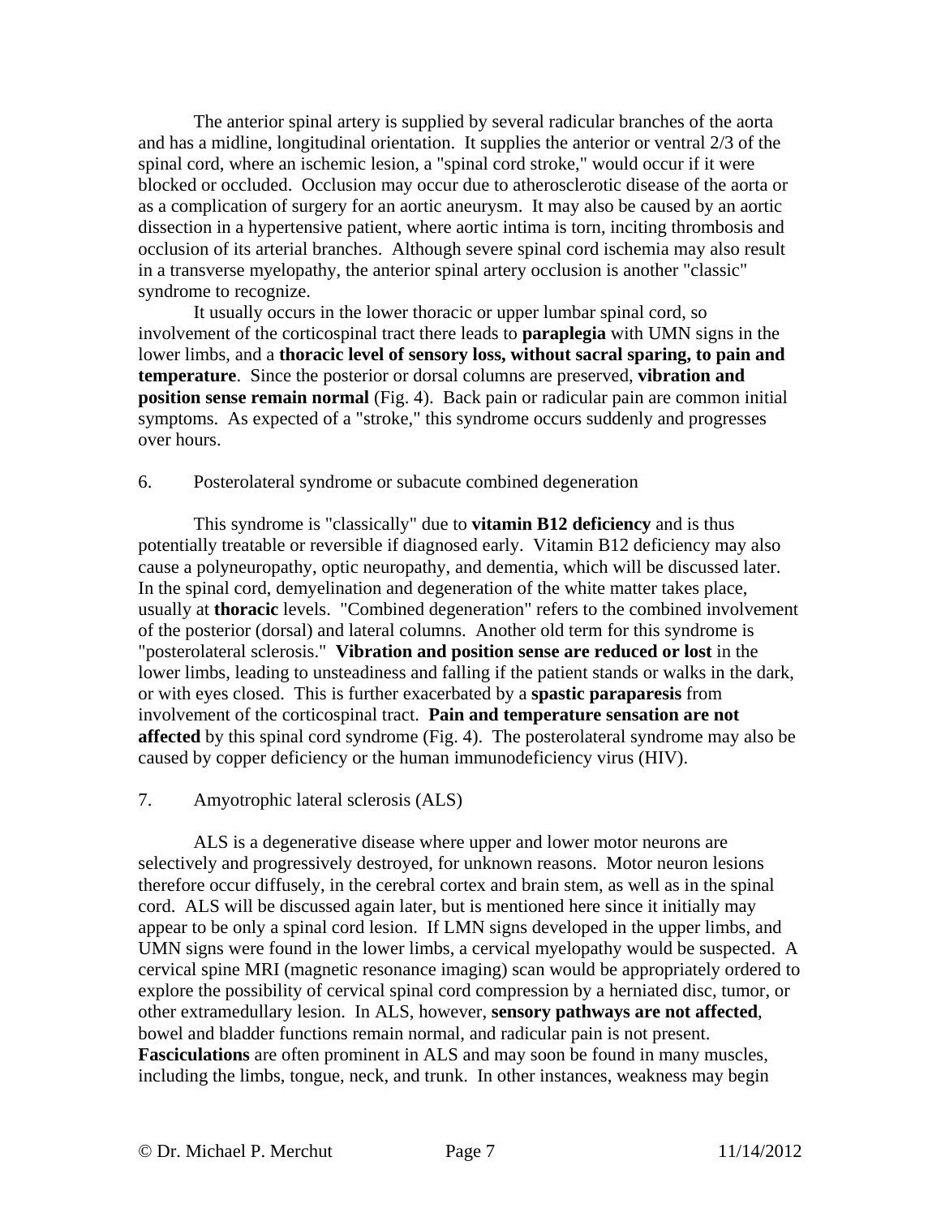The anterior spinal artery is supplied by several radicular branches of the aorta and has a midline, longitudinal orientation. It supplies the anterior or ventral 2/3 of the spinal cord, where an ischemic lesion, a "spinal cord stroke," would occur if it were blocked or occluded. Occlusion may occur due to atherosclerotic disease of the aorta or as a complication of surgery for an aortic aneurysm. It may also be caused by an aortic dissection in a hypertensive patient, where aortic intima is torn, inciting thrombosis and occlusion of its arterial branches. Although severe spinal cord ischemia may also result in a transverse myelopathy, the anterior spinal artery occlusion is another "classic" syndrome to recognize.

It usually occurs in the lower thoracic or upper lumbar spinal cord, so involvement of the corticospinal tract there leads to **paraplegia** with UMN signs in the lower limbs, and a **thoracic level of sensory loss, without sacral sparing, to pain and temperature**. Since the posterior or dorsal columns are preserved, **vibration and position sense remain normal** (Fig. 4). Back pain or radicular pain are common initial symptoms. As expected of a "stroke," this syndrome occurs suddenly and progresses over hours.

6. Posterolateral syndrome or subacute combined degeneration

This syndrome is "classically" due to **vitamin B12 deficiency** and is thus potentially treatable or reversible if diagnosed early. Vitamin B12 deficiency may also cause a polyneuropathy, optic neuropathy, and dementia, which will be discussed later. In the spinal cord, demyelination and degeneration of the white matter takes place, usually at **thoracic** levels. "Combined degeneration" refers to the combined involvement of the posterior (dorsal) and lateral columns. Another old term for this syndrome is "posterolateral sclerosis." **Vibration and position sense are reduced or lost** in the lower limbs, leading to unsteadiness and falling if the patient stands or walks in the dark, or with eyes closed. This is further exacerbated by a **spastic paraparesis** from involvement of the corticospinal tract. **Pain and temperature sensation are not affected** by this spinal cord syndrome (Fig. 4). The posterolateral syndrome may also be caused by copper deficiency or the human immunodeficiency virus (HIV).

7. Amyotrophic lateral sclerosis (ALS)

ALS is a degenerative disease where upper and lower motor neurons are selectively and progressively destroyed, for unknown reasons. Motor neuron lesions therefore occur diffusely, in the cerebral cortex and brain stem, as well as in the spinal cord. ALS will be discussed again later, but is mentioned here since it initially may appear to be only a spinal cord lesion. If LMN signs developed in the upper limbs, and UMN signs were found in the lower limbs, a cervical myelopathy would be suspected. A cervical spine MRI (magnetic resonance imaging) scan would be appropriately ordered to explore the possibility of cervical spinal cord compression by a herniated disc, tumor, or other extramedullary lesion. In ALS, however, **sensory pathways are not affected**, bowel and bladder functions remain normal, and radicular pain is not present. **Fasciculations** are often prominent in ALS and may soon be found in many muscles, including the limbs, tongue, neck, and trunk. In other instances, weakness may begin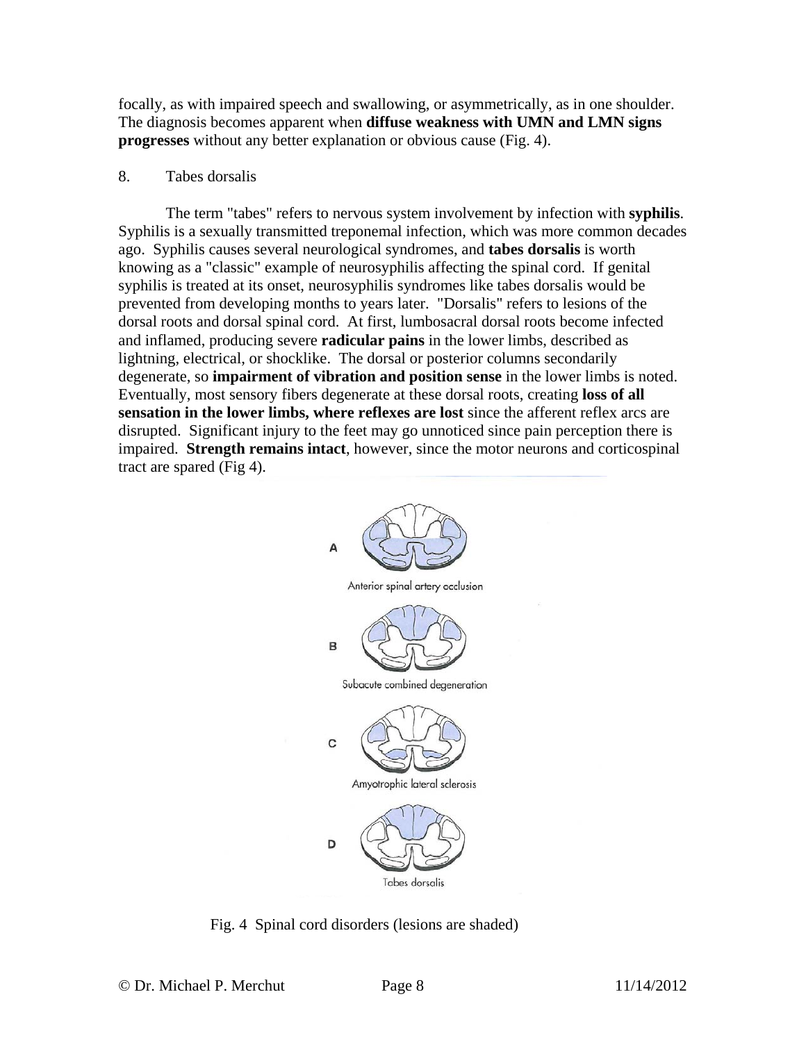focally, as with impaired speech and swallowing, or asymmetrically, as in one shoulder. The diagnosis becomes apparent when **diffuse weakness with UMN and LMN signs progresses** without any better explanation or obvious cause (Fig. 4).

8. Tabes dorsalis

The term "tabes" refers to nervous system involvement by infection with **syphilis**. Syphilis is a sexually transmitted treponemal infection, which was more common decades ago. Syphilis causes several neurological syndromes, and **tabes dorsalis** is worth knowing as a "classic" example of neurosyphilis affecting the spinal cord. If genital syphilis is treated at its onset, neurosyphilis syndromes like tabes dorsalis would be prevented from developing months to years later. "Dorsalis" refers to lesions of the dorsal roots and dorsal spinal cord. At first, lumbosacral dorsal roots become infected and inflamed, producing severe **radicular pains** in the lower limbs, described as lightning, electrical, or shocklike. The dorsal or posterior columns secondarily degenerate, so **impairment of vibration and position sense** in the lower limbs is noted. Eventually, most sensory fibers degenerate at these dorsal roots, creating **loss of all sensation in the lower limbs, where reflexes are lost** since the afferent reflex arcs are disrupted. Significant injury to the feet may go unnoticed since pain perception there is impaired. **Strength remains intact**, however, since the motor neurons and corticospinal tract are spared (Fig 4).

A

Anterior spinal artery occlusion

B

Subacute combined degeneration

C

Amyotrophic lateral sclerosis

D

Tabes dorsalis

Fig. 4 Spinal cord disorders (lesions are shaded)